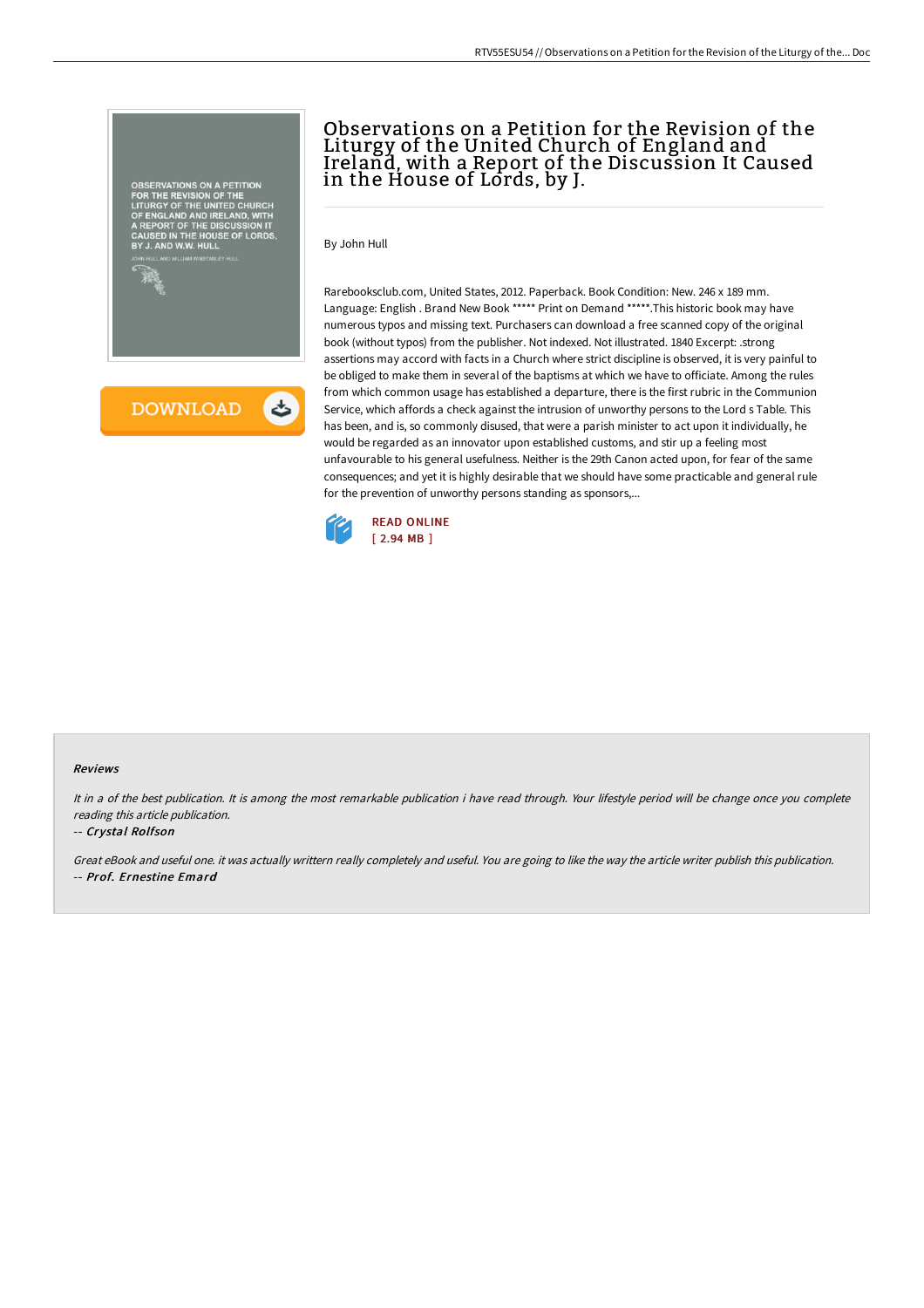# Observations on a Petition for the Revision of the Liturgy of the United Church of England and Ireland, with a Report of the Discussion It Caused in the House of Lords, by J.

By John Hull

Rarebooksclub.com, United States, 2012. Paperback. Book Condition: New. 246 x 189 mm. Language: English . Brand New Book ***** Print on Demand *****.This historic book may have numerous typos and missing text. Purchasers can download a free scanned copy of the original book (without typos) from the publisher. Not indexed. Not illustrated. 1840 Excerpt: .strong assertions may accord with facts in a Church where strict discipline is observed, it is very painful to be obliged to make them in several of the baptisms at which we have to officiate. Among the rules from which common usage has established a departure, there is the first rubric in the Communion Service, which affords a check against the intrusion of unworthy persons to the Lord s Table. This has been, and is, so commonly disused, that were a parish minister to act upon it individually, he would be regarded as an innovator upon established customs, and stir up a feeling most unfavourable to his general usefulness. Neither is the 29th Canon acted upon, for fear of the same consequences; and yet it is highly desirable that we should have some practicable and general rule for the prevention of unworthy persons standing as sponsors,...

READ ONLINE
[ 2.94 MB ]

#### Reviews

*It in a of the best publication. It is among the most remarkable publication i have read through. Your lifestyle period will be change once you complete reading this article publication.*

*-- Crystal Rolfson*

*Great eBook and useful one. it was actually writtern really completely and useful. You are going to like the way the article writer publish this publication.*

*-- Prof. Ernestine Emard*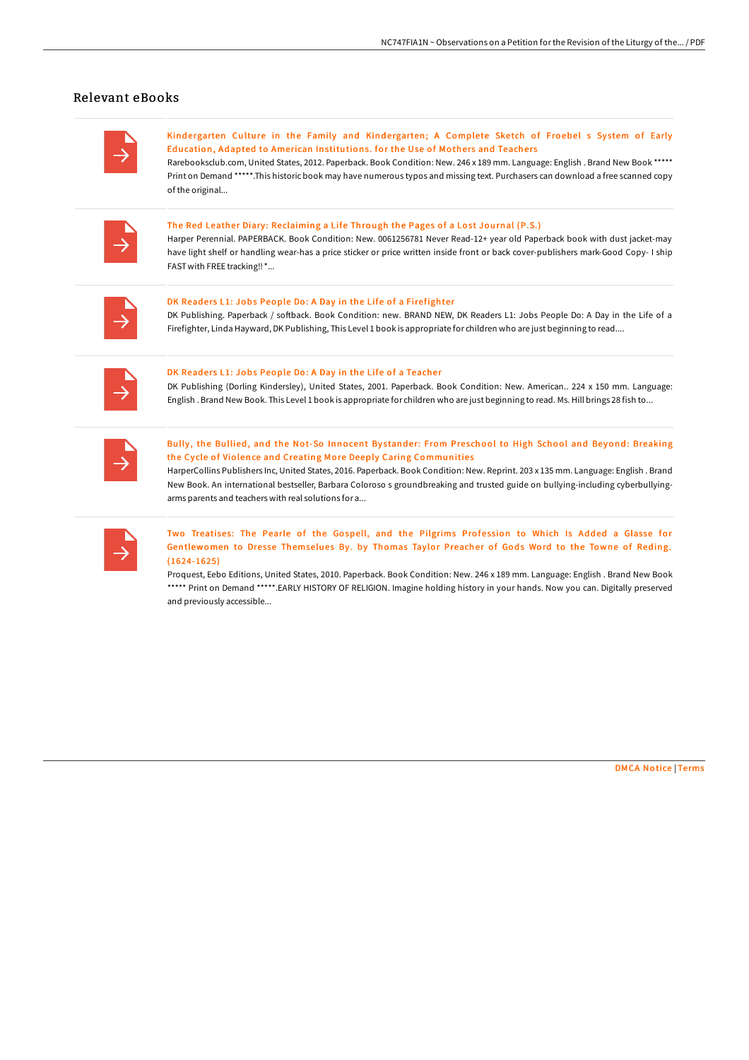## Relevant eBooks

**Kindergarten Culture in the Family and Kindergarten; A Complete Sketch of Froebel s System of Early Education, Adapted to American Institutions. for the Use of Mothers and Teachers**

Rarebooksclub.com, United States, 2012. Paperback. Book Condition: New. 246 x 189 mm. Language: English . Brand New Book ***** Print on Demand *****.This historic book may have numerous typos and missing text. Purchasers can download a free scanned copy of the original...

**The Red Leather Diary: Reclaiming a Life Through the Pages of a Lost Journal (P.S.)**

Harper Perennial. PAPERBACK. Book Condition: New. 0061256781 Never Read-12+ year old Paperback book with dust jacket-may have light shelf or handling wear-has a price sticker or price written inside front or back cover-publishers mark-Good Copy- I ship FAST with FREE tracking!! *...

**DK Readers L1: Jobs People Do: A Day in the Life of a Firefighter**

DK Publishing. Paperback / softback. Book Condition: new. BRAND NEW, DK Readers L1: Jobs People Do: A Day in the Life of a Firefighter, Linda Hayward, DK Publishing, This Level 1 book is appropriate for children who are just beginning to read....

**DK Readers L1: Jobs People Do: A Day in the Life of a Teacher**

DK Publishing (Dorling Kindersley), United States, 2001. Paperback. Book Condition: New. American.. 224 x 150 mm. Language: English . Brand New Book. This Level 1 book is appropriate for children who are just beginning to read. Ms. Hill brings 28 fish to...

**Bully, the Bullied, and the Not-So Innocent Bystander: From Preschool to High School and Beyond: Breaking the Cycle of Violence and Creating More Deeply Caring Communities**

HarperCollins Publishers Inc, United States, 2016. Paperback. Book Condition: New. Reprint. 203 x 135 mm. Language: English . Brand New Book. An international bestseller, Barbara Coloroso s groundbreaking and trusted guide on bullying-including cyberbullying-arms parents and teachers with real solutions for a...

**Two Treatises: The Pearle of the Gospell, and the Pilgrims Profession to Which Is Added a Glasse for Gentlewomen to Dresse Themselues By. by Thomas Taylor Preacher of Gods Word to the Towne of Reding. (1624-1625)**

Proquest, Eebo Editions, United States, 2010. Paperback. Book Condition: New. 246 x 189 mm. Language: English . Brand New Book ***** Print on Demand *****.EARLY HISTORY OF RELIGION. Imagine holding history in your hands. Now you can. Digitally preserved and previously accessible...

DMCA Notice | Terms